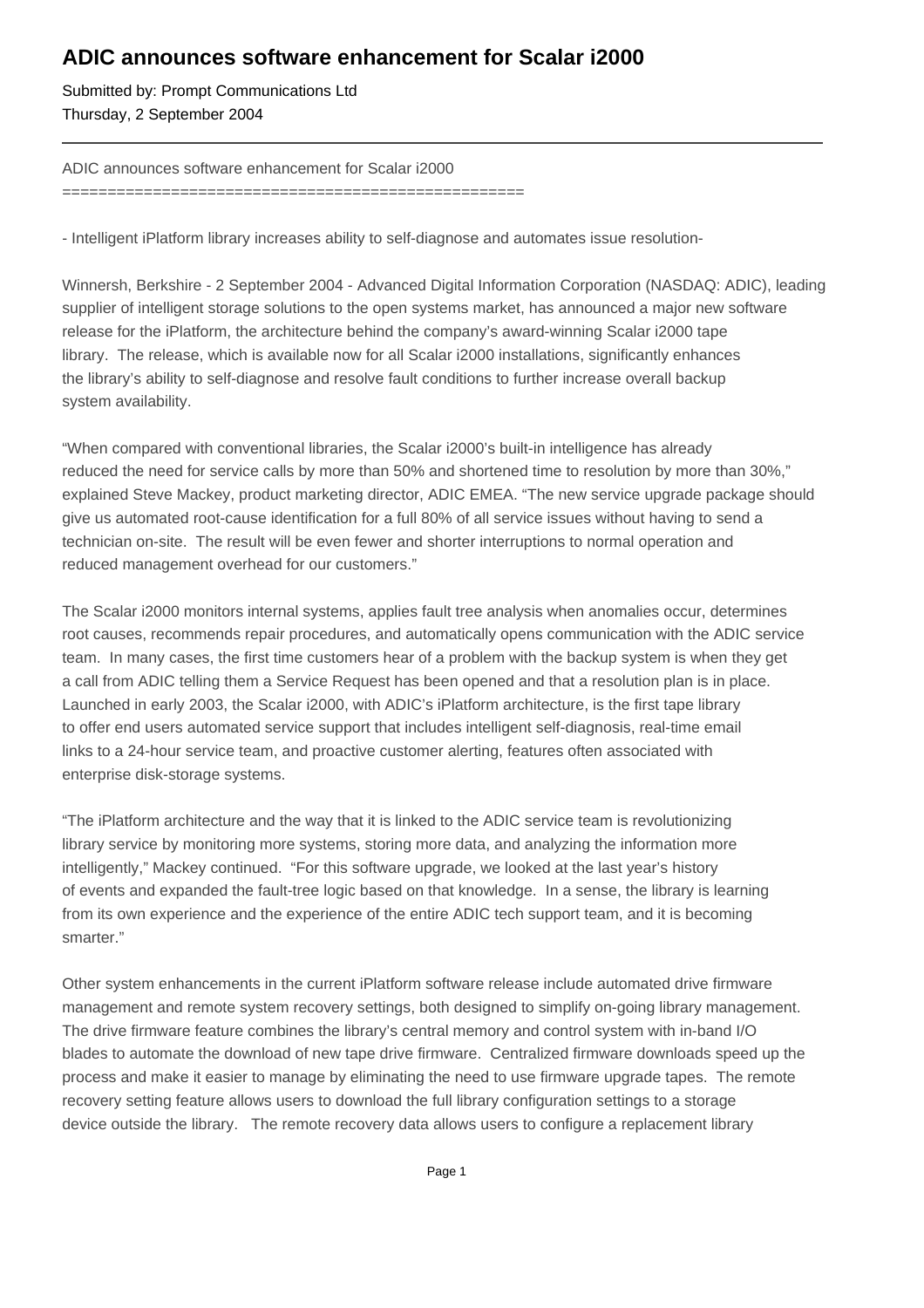# ADIC announces software enhancement for Scalar i2000

Submitted by: Prompt Communications Ltd

Thursday, 2 September 2004

---

ADIC announces software enhancement for Scalar i2000

==================================================

- Intelligent iPlatform library increases ability to self-diagnose and automates issue resolution-

Winnersh, Berkshire - 2 September 2004 - Advanced Digital Information Corporation (NASDAQ: ADIC), leading supplier of intelligent storage solutions to the open systems market, has announced a major new software release for the iPlatform, the architecture behind the company's award-winning Scalar i2000 tape library. The release, which is available now for all Scalar i2000 installations, significantly enhances the library's ability to self-diagnose and resolve fault conditions to further increase overall backup system availability.

"When compared with conventional libraries, the Scalar i2000's built-in intelligence has already reduced the need for service calls by more than 50% and shortened time to resolution by more than 30%," explained Steve Mackey, product marketing director, ADIC EMEA. "The new service upgrade package should give us automated root-cause identification for a full 80% of all service issues without having to send a technician on-site. The result will be even fewer and shorter interruptions to normal operation and reduced management overhead for our customers."

The Scalar i2000 monitors internal systems, applies fault tree analysis when anomalies occur, determines root causes, recommends repair procedures, and automatically opens communication with the ADIC service team. In many cases, the first time customers hear of a problem with the backup system is when they get a call from ADIC telling them a Service Request has been opened and that a resolution plan is in place. Launched in early 2003, the Scalar i2000, with ADIC's iPlatform architecture, is the first tape library to offer end users automated service support that includes intelligent self-diagnosis, real-time email links to a 24-hour service team, and proactive customer alerting, features often associated with enterprise disk-storage systems.

"The iPlatform architecture and the way that it is linked to the ADIC service team is revolutionizing library service by monitoring more systems, storing more data, and analyzing the information more intelligently," Mackey continued. "For this software upgrade, we looked at the last year's history of events and expanded the fault-tree logic based on that knowledge. In a sense, the library is learning from its own experience and the experience of the entire ADIC tech support team, and it is becoming smarter."

Other system enhancements in the current iPlatform software release include automated drive firmware management and remote system recovery settings, both designed to simplify on-going library management. The drive firmware feature combines the library's central memory and control system with in-band I/O blades to automate the download of new tape drive firmware. Centralized firmware downloads speed up the process and make it easier to manage by eliminating the need to use firmware upgrade tapes. The remote recovery setting feature allows users to download the full library configuration settings to a storage device outside the library. The remote recovery data allows users to configure a replacement library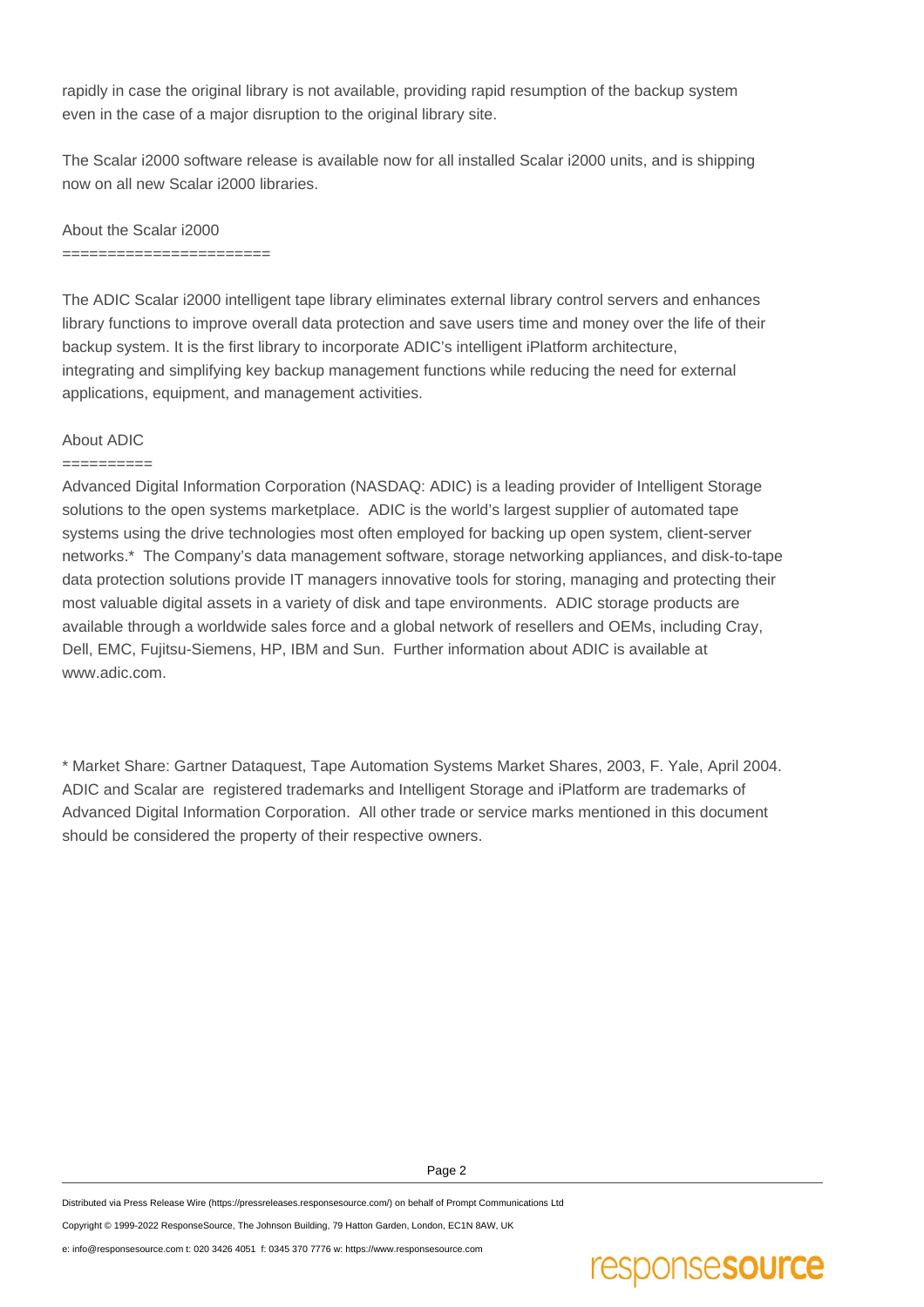rapidly in case the original library is not available, providing rapid resumption of the backup system even in the case of a major disruption to the original library site.

The Scalar i2000 software release is available now for all installed Scalar i2000 units, and is shipping now on all new Scalar i2000 libraries.

## About the Scalar i2000

The ADIC Scalar i2000 intelligent tape library eliminates external library control servers and enhances library functions to improve overall data protection and save users time and money over the life of their backup system. It is the first library to incorporate ADIC's intelligent iPlatform architecture, integrating and simplifying key backup management functions while reducing the need for external applications, equipment, and management activities.

## About ADIC

Advanced Digital Information Corporation (NASDAQ: ADIC) is a leading provider of Intelligent Storage solutions to the open systems marketplace. ADIC is the world's largest supplier of automated tape systems using the drive technologies most often employed for backing up open system, client-server networks.* The Company's data management software, storage networking appliances, and disk-to-tape data protection solutions provide IT managers innovative tools for storing, managing and protecting their most valuable digital assets in a variety of disk and tape environments. ADIC storage products are available through a worldwide sales force and a global network of resellers and OEMs, including Cray, Dell, EMC, Fujitsu-Siemens, HP, IBM and Sun. Further information about ADIC is available at www.adic.com.

* Market Share: Gartner Dataquest, Tape Automation Systems Market Shares, 2003, F. Yale, April 2004. ADIC and Scalar are registered trademarks and Intelligent Storage and iPlatform are trademarks of Advanced Digital Information Corporation. All other trade or service marks mentioned in this document should be considered the property of their respective owners.

Distributed via Press Release Wire (https://pressreleases.responsesource.com/) on behalf of Prompt Communications Ltd

Copyright © 1999-2022 ResponseSource, The Johnson Building, 79 Hatton Garden, London, EC1N 8AW, UK

e: info@responsesource.com t: 020 3426 4051 f: 0345 370 7776 w: https://www.responsesource.com